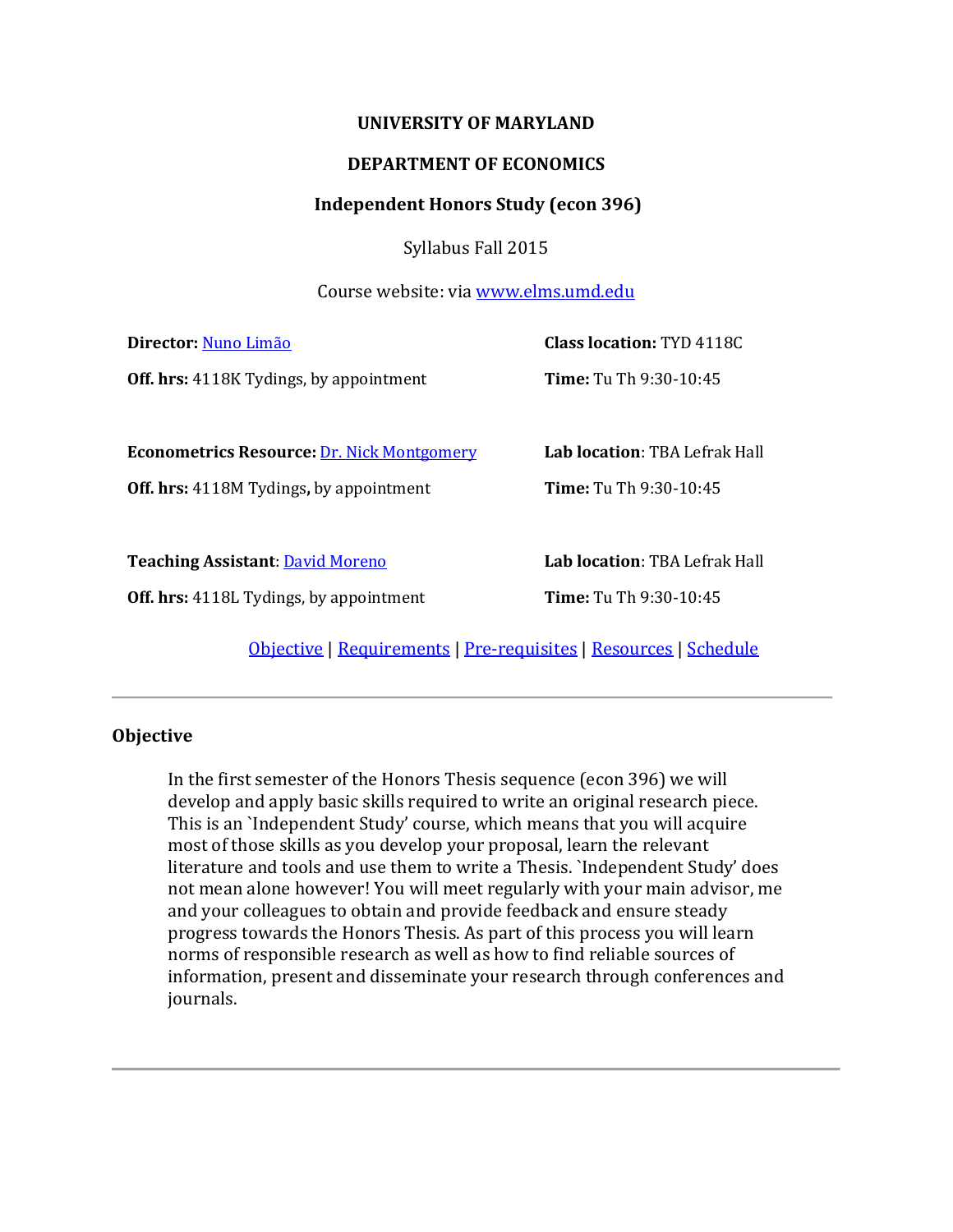**UNIVERSITY OF MARYLAND**

**DEPARTMENT OF ECONOMICS**

**Independent Honors Study (econ 396)**

Syllabus Fall 2015

Course website: via www.elms.umd.edu

**Director:** Nuno Limão
**Off. hrs:** 4118K Tydings, by appointment

**Class location:** TYD 4118C
**Time:** Tu Th 9:30-10:45

**Econometrics Resource:** Dr. Nick Montgomery
**Off. hrs:** 4118M Tydings**,** by appointment

**Lab location**: TBA Lefrak Hall
**Time:** Tu Th 9:30-10:45

**Teaching Assistant**: David Moreno
**Off. hrs:** 4118L Tydings, by appointment

**Lab location**: TBA Lefrak Hall
**Time:** Tu Th 9:30-10:45

Objective | Requirements | Pre-requisites | Resources | Schedule

---

## Objective

In the first semester of the Honors Thesis sequence (econ 396) we will develop and apply basic skills required to write an original research piece. This is an `Independent Study' course, which means that you will acquire most of those skills as you develop your proposal, learn the relevant literature and tools and use them to write a Thesis. `Independent Study' does not mean alone however! You will meet regularly with your main advisor, me and your colleagues to obtain and provide feedback and ensure steady progress towards the Honors Thesis. As part of this process you will learn norms of responsible research as well as how to find reliable sources of information, present and disseminate your research through conferences and journals.

---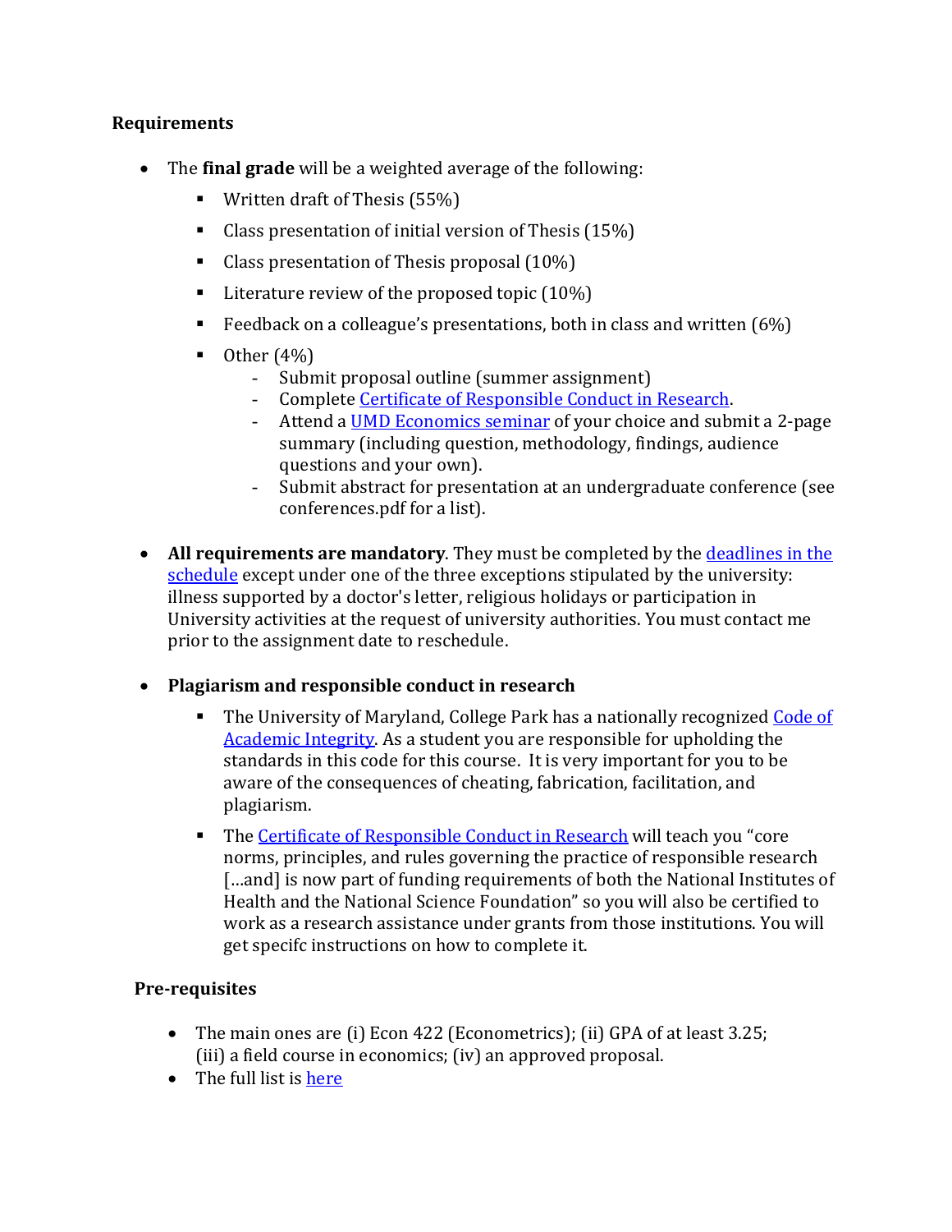### Requirements

- The **final grade** will be a weighted average of the following:
    - Written draft of Thesis (55%)
    - Class presentation of initial version of Thesis (15%)
    - Class presentation of Thesis proposal (10%)
    - Literature review of the proposed topic (10%)
    - Feedback on a colleague's presentations, both in class and written (6%)
    - Other (4%)
        - Submit proposal outline (summer assignment)
        - Complete Certificate of Responsible Conduct in Research.
        - Attend a UMD Economics seminar of your choice and submit a 2-page summary (including question, methodology, findings, audience questions and your own).
        - Submit abstract for presentation at an undergraduate conference (see conferences.pdf for a list).

- **All requirements are mandatory**. They must be completed by the deadlines in the schedule except under one of the three exceptions stipulated by the university: illness supported by a doctor's letter, religious holidays or participation in University activities at the request of university authorities. You must contact me prior to the assignment date to reschedule.

- **Plagiarism and responsible conduct in research**
    - The University of Maryland, College Park has a nationally recognized Code of Academic Integrity. As a student you are responsible for upholding the standards in this code for this course. It is very important for you to be aware of the consequences of cheating, fabrication, facilitation, and plagiarism.
    - The Certificate of Responsible Conduct in Research will teach you "core norms, principles, and rules governing the practice of responsible research [...and] is now part of funding requirements of both the National Institutes of Health and the National Science Foundation" so you will also be certified to work as a research assistance under grants from those institutions. You will get specifc instructions on how to complete it.

### Pre-requisites

- The main ones are (i) Econ 422 (Econometrics); (ii) GPA of at least 3.25; (iii) a field course in economics; (iv) an approved proposal.
- The full list is here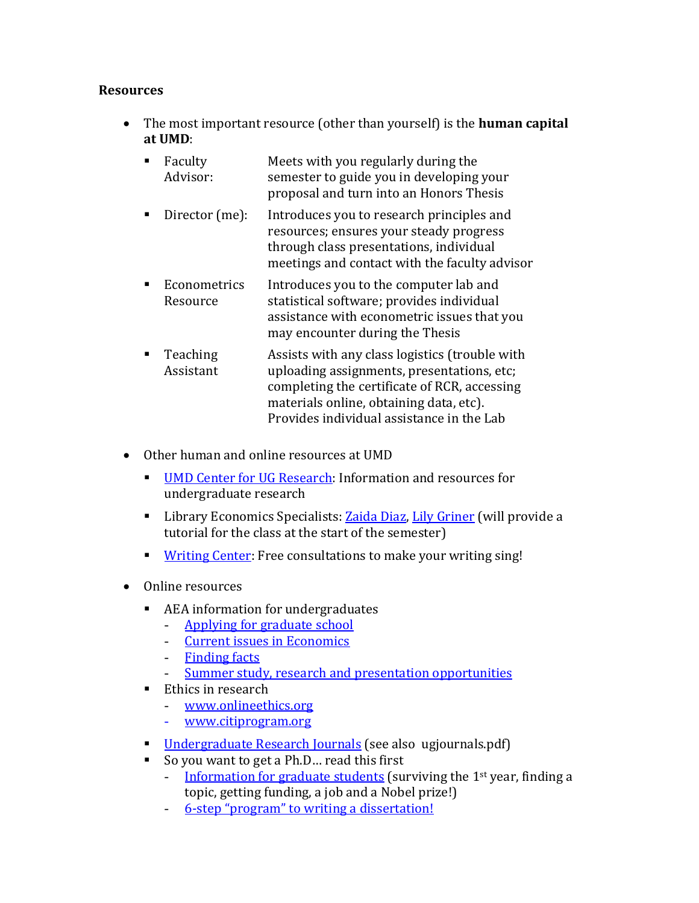**Resources**

- The most important resource (other than yourself) is the **human capital at UMD**:
    - Faculty Advisor: Meets with you regularly during the semester to guide you in developing your proposal and turn into an Honors Thesis
    - Director (me): Introduces you to research principles and resources; ensures your steady progress through class presentations, individual meetings and contact with the faculty advisor
    - Econometrics Resource: Introduces you to the computer lab and statistical software; provides individual assistance with econometric issues that you may encounter during the Thesis
    - Teaching Assistant: Assists with any class logistics (trouble with uploading assignments, presentations, etc; completing the certificate of RCR, accessing materials online, obtaining data, etc). Provides individual assistance in the Lab

- Other human and online resources at UMD
    - UMD Center for UG Research: Information and resources for undergraduate research
    - Library Economics Specialists: Zaida Diaz, Lily Griner (will provide a tutorial for the class at the start of the semester)
    - Writing Center: Free consultations to make your writing sing!

- Online resources
    - AEA information for undergraduates
        - Applying for graduate school
        - Current issues in Economics
        - Finding facts
        - Summer study, research and presentation opportunities
    - Ethics in research
        - www.onlineethics.org
        - www.citiprogram.org
    - Undergraduate Research Journals (see also ugjournals.pdf)
    - So you want to get a Ph.D… read this first
        - Information for graduate students (surviving the 1st year, finding a topic, getting funding, a job and a Nobel prize!)
        - 6-step "program" to writing a dissertation!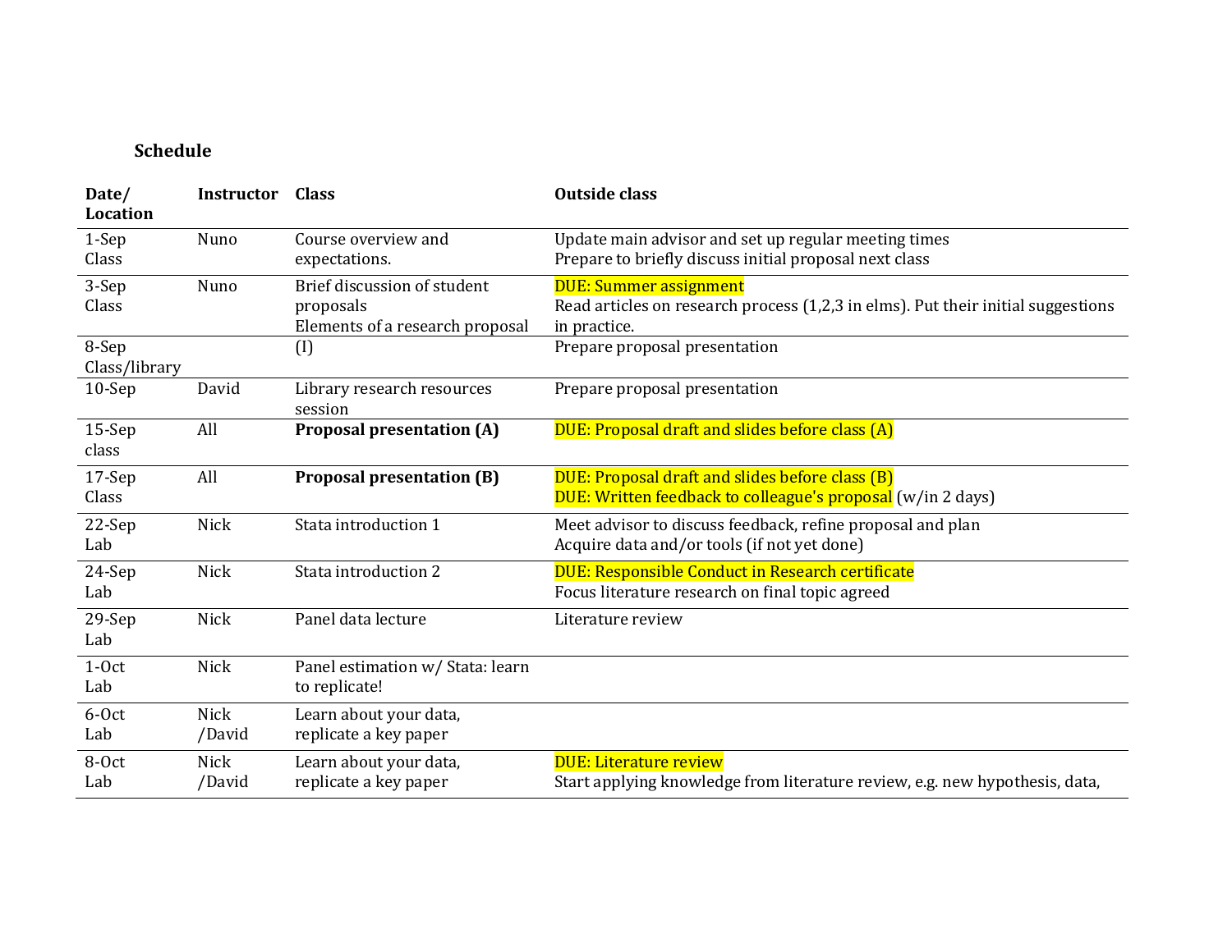**Schedule**

| Date/ Location | Instructor | Class | Outside class |
|---|---|---|---|
| 1-Sep Class | Nuno | Course overview and expectations. | Update main advisor and set up regular meeting times<br>Prepare to briefly discuss initial proposal next class |
| 3-Sep Class | Nuno | Brief discussion of student proposals<br>Elements of a research proposal | DUE: Summer assignment<br>Read articles on research process (1,2,3 in elms). Put their initial suggestions in practice. |
| 8-Sep Class/library | | (I) | Prepare proposal presentation |
| 10-Sep | David | Library research resources session | Prepare proposal presentation |
| 15-Sep class | All | **Proposal presentation (A)** | DUE: Proposal draft and slides before class (A) |
| 17-Sep Class | All | **Proposal presentation (B)** | DUE: Proposal draft and slides before class (B)<br>DUE: Written feedback to colleague's proposal (w/in 2 days) |
| 22-Sep Lab | Nick | Stata introduction 1 | Meet advisor to discuss feedback, refine proposal and plan<br>Acquire data and/or tools (if not yet done) |
| 24-Sep Lab | Nick | Stata introduction 2 | DUE: Responsible Conduct in Research certificate<br>Focus literature research on final topic agreed |
| 29-Sep Lab | Nick | Panel data lecture | Literature review |
| 1-Oct Lab | Nick | Panel estimation w/ Stata: learn to replicate! | |
| 6-Oct Lab | Nick /David | Learn about your data, replicate a key paper | |
| 8-Oct Lab | Nick /David | Learn about your data, replicate a key paper | DUE: Literature review<br>Start applying knowledge from literature review, e.g. new hypothesis, data, |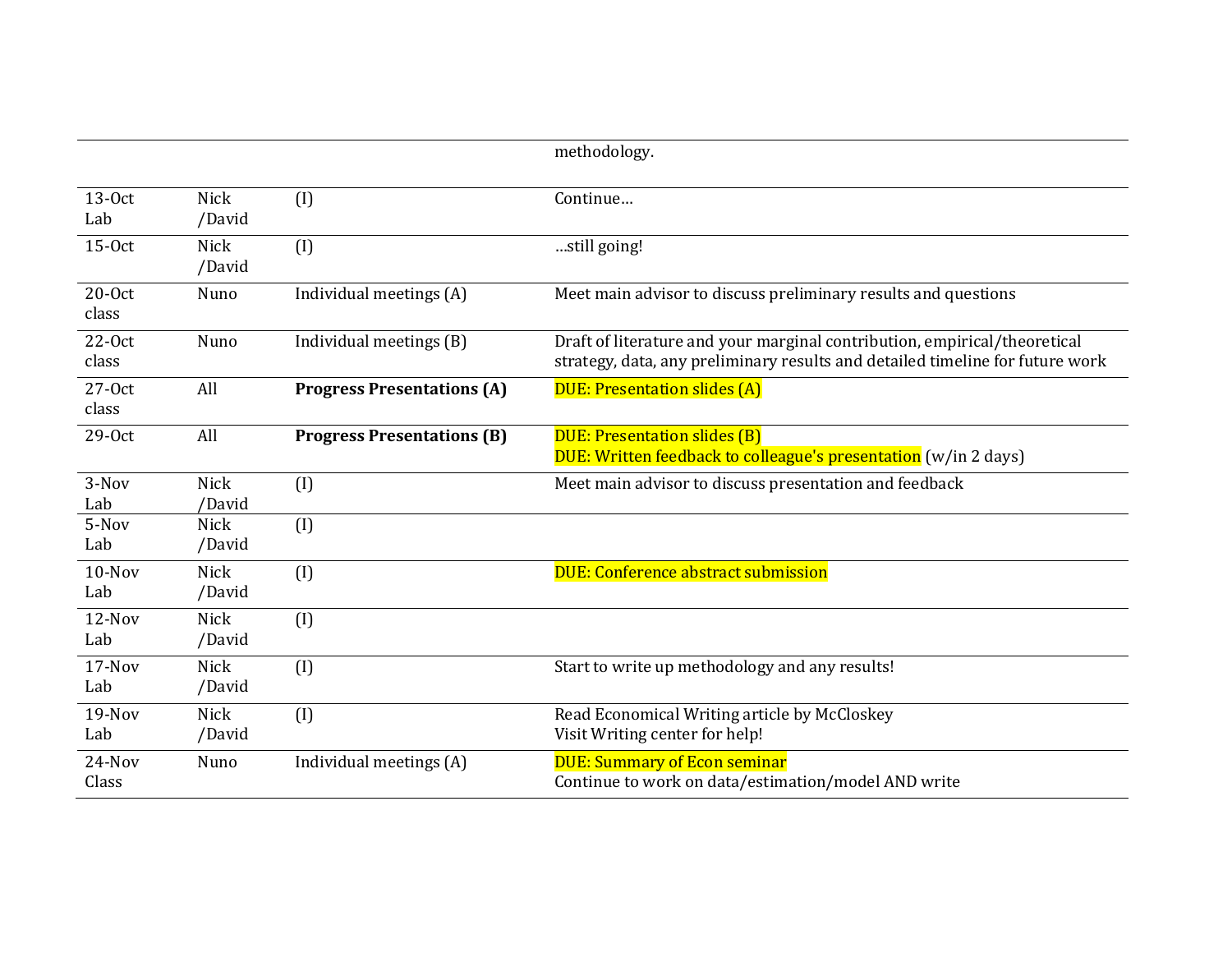| | | | |
|---|---|---|---|
| | | | methodology. |
| 13-Oct Lab | Nick /David | (I) | Continue… |
| 15-Oct | Nick /David | (I) | …still going! |
| 20-Oct class | Nuno | Individual meetings (A) | Meet main advisor to discuss preliminary results and questions |
| 22-Oct class | Nuno | Individual meetings (B) | Draft of literature and your marginal contribution, empirical/theoretical strategy, data, any preliminary results and detailed timeline for future work |
| 27-Oct class | All | **Progress Presentations (A)** | DUE: Presentation slides (A) |
| 29-Oct | All | **Progress Presentations (B)** | DUE: Presentation slides (B)<br>DUE: Written feedback to colleague's presentation (w/in 2 days) |
| 3-Nov Lab | Nick /David | (I) | Meet main advisor to discuss presentation and feedback |
| 5-Nov Lab | Nick /David | (I) | |
| 10-Nov Lab | Nick /David | (I) | DUE: Conference abstract submission |
| 12-Nov Lab | Nick /David | (I) | |
| 17-Nov Lab | Nick /David | (I) | Start to write up methodology and any results! |
| 19-Nov Lab | Nick /David | (I) | Read Economical Writing article by McCloskey<br>Visit Writing center for help! |
| 24-Nov Class | Nuno | Individual meetings (A) | DUE: Summary of Econ seminar<br>Continue to work on data/estimation/model AND write |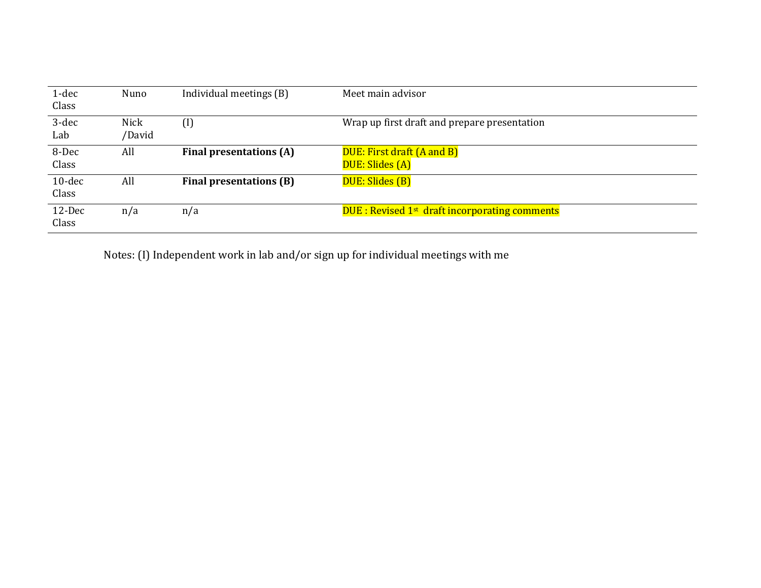| | | | |
|---|---|---|---|
| 1-dec Class | Nuno | Individual meetings (B) | Meet main advisor |
| 3-dec Lab | Nick /David | (I) | Wrap up first draft and prepare presentation |
| 8-Dec Class | All | **Final presentations (A)** | DUE: First draft (A and B)<br>DUE: Slides (A) |
| 10-dec Class | All | **Final presentations (B)** | DUE: Slides (B) |
| 12-Dec Class | n/a | n/a | DUE : Revised 1st draft incorporating comments |

Notes: (I) Independent work in lab and/or sign up for individual meetings with me